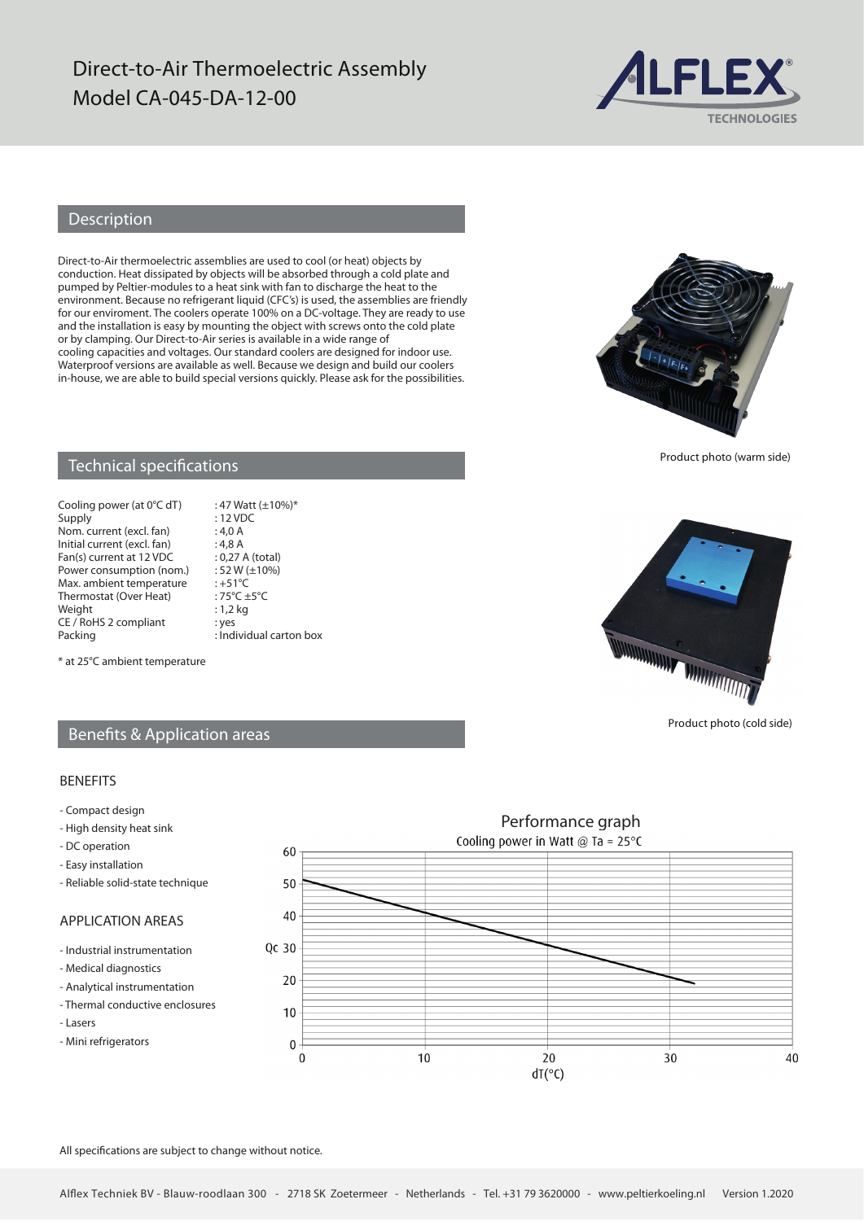# Direct-to-Air Thermoelectric Assembly
# Model CA-045-DA-12-00

ALFLEX® TECHNOLOGIES

## Description

Direct-to-Air thermoelectric assemblies are used to cool (or heat) objects by conduction. Heat dissipated by objects will be absorbed through a cold plate and pumped by Peltier-modules to a heat sink with fan to discharge the heat to the environment. Because no refrigerant liquid (CFC's) is used, the assemblies are friendly for our enviroment. The coolers operate 100% on a DC-voltage. They are ready to use and the installation is easy by mounting the object with screws onto the cold plate or by clamping. Our Direct-to-Air series is available in a wide range of cooling capacities and voltages. Our standard coolers are designed for indoor use. Waterproof versions are available as well. Because we design and build our coolers in-house, we are able to build special versions quickly. Please ask for the possibilities.

Product photo (warm side)

## Technical specifications

| | |
|---|---|
| Cooling power (at 0°C dT) | : 47 Watt (±10%)* |
| Supply | : 12 VDC |
| Nom. current (excl. fan) | : 4,0 A |
| Initial current (excl. fan) | : 4,8 A |
| Fan(s) current at 12 VDC | : 0,27 A (total) |
| Power consumption (nom.) | : 52 W (±10%) |
| Max. ambient temperature | : +51°C |
| Thermostat (Over Heat) | : 75°C ±5°C |
| Weight | : 1,2 kg |
| CE / RoHS 2 compliant | : yes |
| Packing | : Individual carton box |

\* at 25°C ambient temperature

Product photo (cold side)

## Benefits & Application areas

### BENEFITS

- Compact design
- High density heat sink
- DC operation
- Easy installation
- Reliable solid-state technique

### APPLICATION AREAS

- Industrial instrumentation
- Medical diagnostics
- Analytical instrumentation
- Thermal conductive enclosures
- Lasers
- Mini refrigerators

Performance graph

Cooling power in Watt @ Ta = 25°C

All specifications are subject to change without notice.

Alflex Techniek BV - Blauw-roodlaan 300 - 2718 SK Zoetermeer - Netherlands - Tel. +31 79 3620000 - www.peltierkoeling.nl Version 1.2020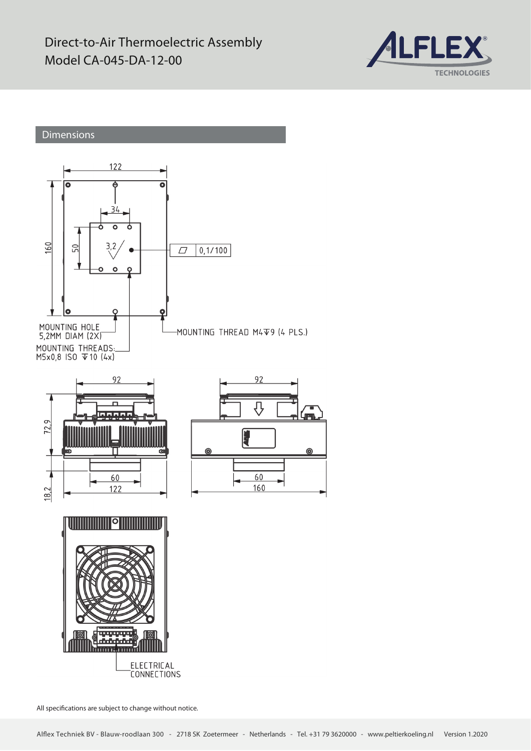# Direct-to-Air Thermoelectric Assembly
# Model CA-045-DA-12-00

## Dimensions

122

34

160

50

3,2

0,1/100

MOUNTING HOLE
5,2MM DIAM (2X)

MOUNTING THREAD M4↧9 (4 PLS.)

MOUNTING THREADS:
M5x0,8 ISO ↧10 (4x)

92

72,9

18,2

60

122

92

60

160

ELECTRICAL
CONNECTIONS

All specifications are subject to change without notice.

Alflex Techniek BV - Blauw-roodlaan 300 - 2718 SK Zoetermeer - Netherlands - Tel. +31 79 3620000 - www.peltierkoeling.nl Version 1.2020